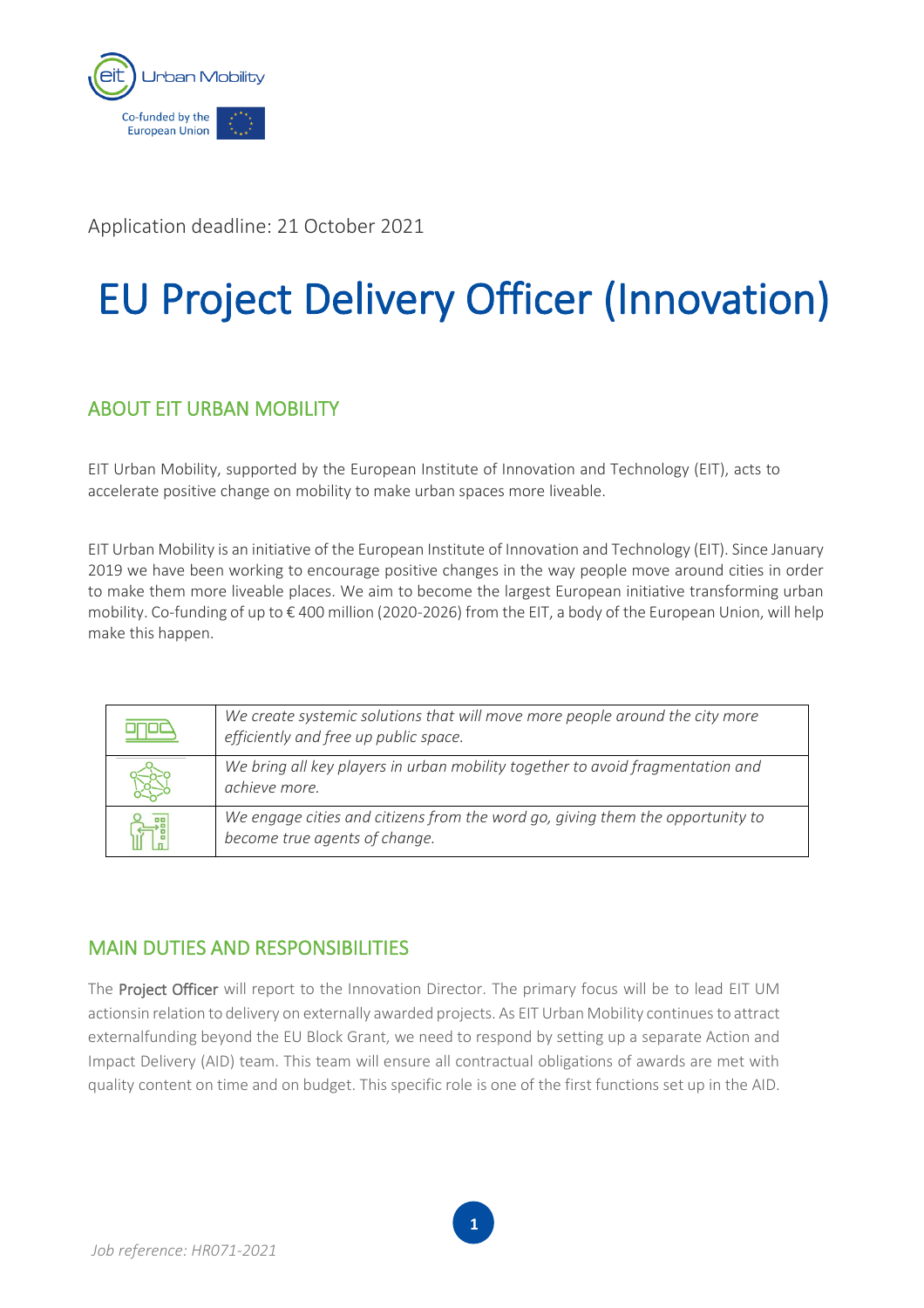Application deadline: 21 October 2021

# EU Project Delivery Officer (Innovation)

## ABOUT EIT URBAN MOBILITY

EIT Urban Mobility, supported by the European Institute of Innovation and Technology (EIT), acts to accelerate positive change on mobility to make urban spaces more liveable.

EIT Urban Mobility is an initiative of the European Institute of Innovation and Technology (EIT). Since January 2019 we have been working to encourage positive changes in the way people move around cities in order to make them more liveable places. We aim to become the largest European initiative transforming urban mobility. Co-funding of up to € 400 million (2020-2026) from the EIT, a body of the European Union, will help make this happen.

| | |
|---|---|
| | *We create systemic solutions that will move more people around the city more efficiently and free up public space.* |
| | *We bring all key players in urban mobility together to avoid fragmentation and achieve more.* |
| | *We engage cities and citizens from the word go, giving them the opportunity to become true agents of change.* |

## MAIN DUTIES AND RESPONSIBILITIES

The Project Officer will report to the Innovation Director. The primary focus will be to lead EIT UM actionsin relation to delivery on externally awarded projects. As EIT Urban Mobility continues to attract externalfunding beyond the EU Block Grant, we need to respond by setting up a separate Action and Impact Delivery (AID) team. This team will ensure all contractual obligations of awards are met with quality content on time and on budget. This specific role is one of the first functions set up in the AID.

*Job reference: HR071-2021*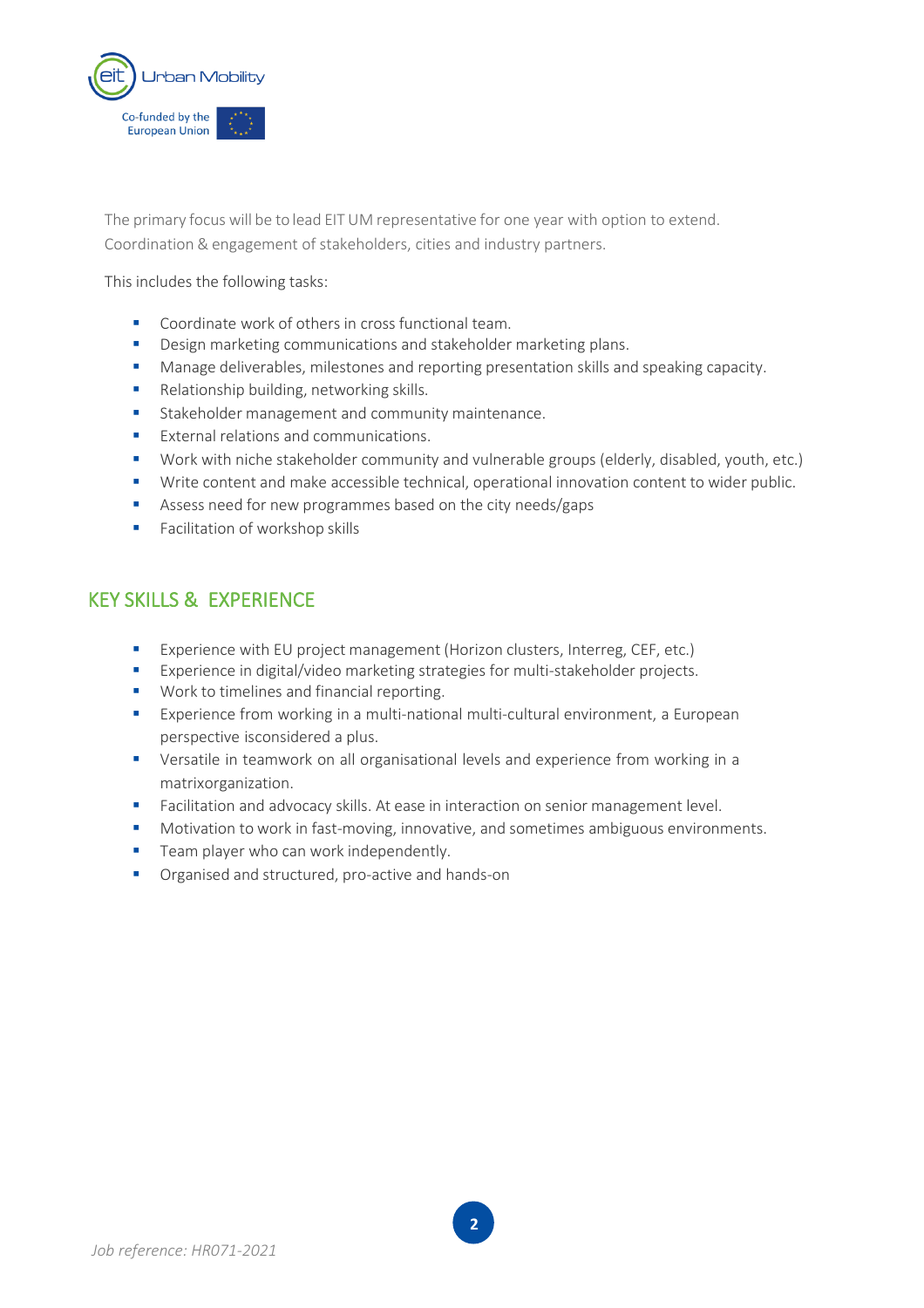The primary focus will be to lead EIT UM representative for one year with option to extend. Coordination & engagement of stakeholders, cities and industry partners.

This includes the following tasks:

- Coordinate work of others in cross functional team.
- Design marketing communications and stakeholder marketing plans.
- Manage deliverables, milestones and reporting presentation skills and speaking capacity.
- Relationship building, networking skills.
- Stakeholder management and community maintenance.
- External relations and communications.
- Work with niche stakeholder community and vulnerable groups (elderly, disabled, youth, etc.)
- Write content and make accessible technical, operational innovation content to wider public.
- Assess need for new programmes based on the city needs/gaps
- Facilitation of workshop skills

## KEY SKILLS & EXPERIENCE

- Experience with EU project management (Horizon clusters, Interreg, CEF, etc.)
- Experience in digital/video marketing strategies for multi-stakeholder projects.
- Work to timelines and financial reporting.
- Experience from working in a multi-national multi-cultural environment, a European perspective isconsidered a plus.
- Versatile in teamwork on all organisational levels and experience from working in a matrixorganization.
- Facilitation and advocacy skills. At ease in interaction on senior management level.
- Motivation to work in fast-moving, innovative, and sometimes ambiguous environments.
- Team player who can work independently.
- Organised and structured, pro-active and hands-on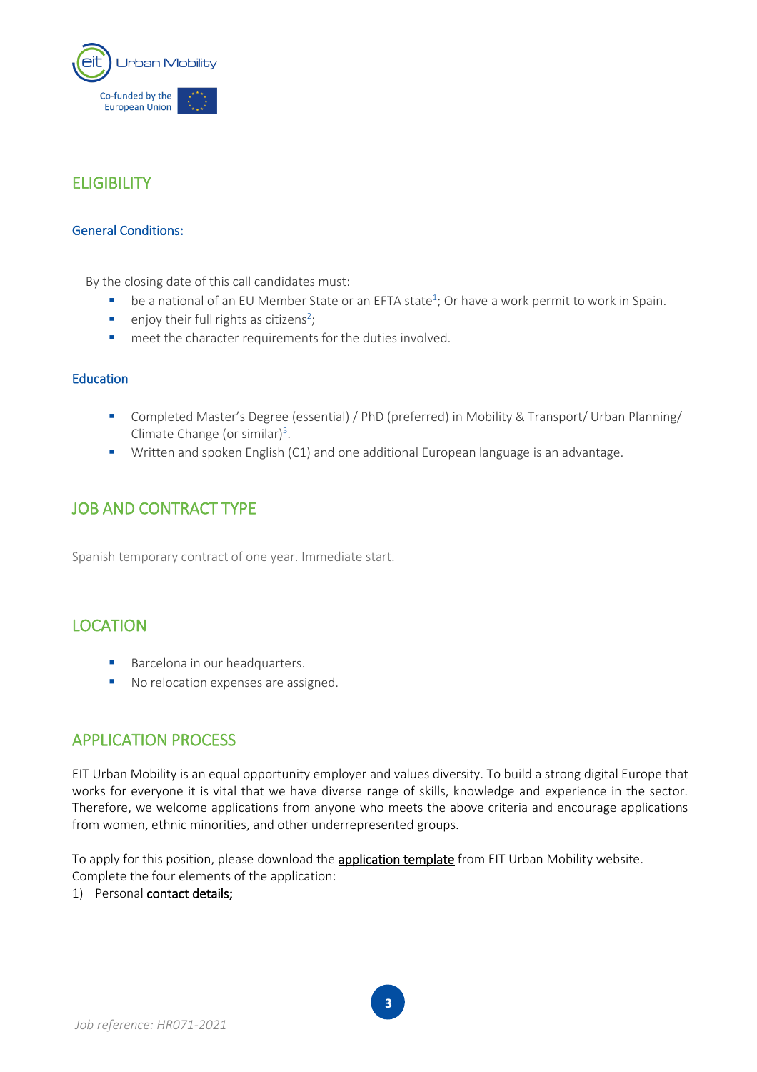## ELIGIBILITY

### General Conditions:

By the closing date of this call candidates must:

- be a national of an EU Member State or an EFTA state[1]; Or have a work permit to work in Spain.
- enjoy their full rights as citizens[2];
- meet the character requirements for the duties involved.

### Education

- Completed Master's Degree (essential) / PhD (preferred) in Mobility & Transport/ Urban Planning/ Climate Change (or similar)[3].
- Written and spoken English (C1) and one additional European language is an advantage.

## JOB AND CONTRACT TYPE

Spanish temporary contract of one year. Immediate start.

## LOCATION

- Barcelona in our headquarters.
- No relocation expenses are assigned.

## APPLICATION PROCESS

EIT Urban Mobility is an equal opportunity employer and values diversity. To build a strong digital Europe that works for everyone it is vital that we have diverse range of skills, knowledge and experience in the sector. Therefore, we welcome applications from anyone who meets the above criteria and encourage applications from women, ethnic minorities, and other underrepresented groups.

To apply for this position, please download the **application template** from EIT Urban Mobility website. Complete the four elements of the application:

1) Personal **contact details;**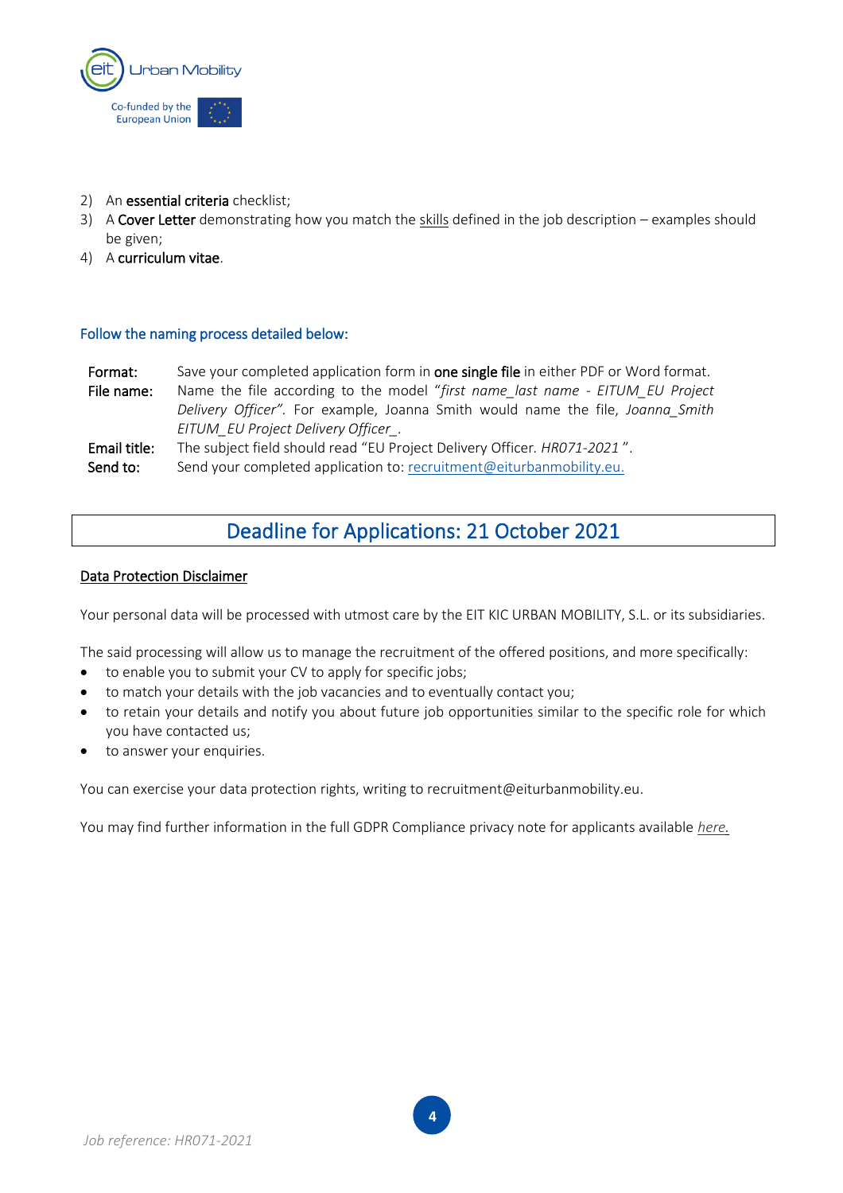2) An **essential criteria** checklist;
3) A **Cover Letter** demonstrating how you match the skills defined in the job description – examples should be given;
4) A **curriculum vitae**.

Follow the naming process detailed below:

| | |
|---|---|
| Format: | Save your completed application form in **one single file** in either PDF or Word format. |
| File name: | Name the file according to the model "*first name_last name - EITUM_EU Project Delivery Officer*". For example, Joanna Smith would name the file, *Joanna_Smith EITUM_EU Project Delivery Officer_*. |
| Email title: | The subject field should read "EU Project Delivery Officer. *HR071-2021*". |
| Send to: | Send your completed application to: recruitment@eiturbanmobility.eu. |

## Deadline for Applications: 21 October 2021

Data Protection Disclaimer

Your personal data will be processed with utmost care by the EIT KIC URBAN MOBILITY, S.L. or its subsidiaries.

The said processing will allow us to manage the recruitment of the offered positions, and more specifically:

- to enable you to submit your CV to apply for specific jobs;
- to match your details with the job vacancies and to eventually contact you;
- to retain your details and notify you about future job opportunities similar to the specific role for which you have contacted us;
- to answer your enquiries.

You can exercise your data protection rights, writing to recruitment@eiturbanmobility.eu.

You may find further information in the full GDPR Compliance privacy note for applicants available *here.*